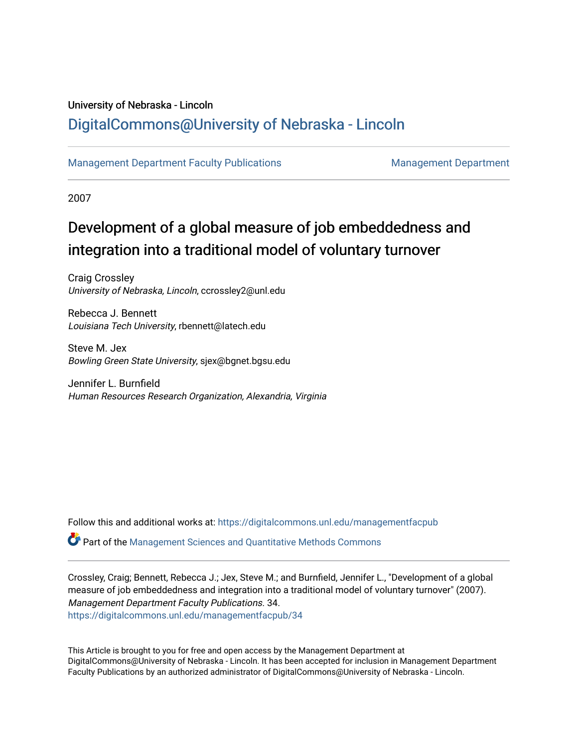University of Nebraska - Lincoln

## DigitalCommons@University of Nebraska - Lincoln

Management Department Faculty Publications | Management Department

2007

# Development of a global measure of job embeddedness and integration into a traditional model of voluntary turnover

Craig Crossley
*University of Nebraska, Lincoln*, ccrossley2@unl.edu

Rebecca J. Bennett
*Louisiana Tech University*, rbennett@latech.edu

Steve M. Jex
*Bowling Green State University*, sjex@bgnet.bgsu.edu

Jennifer L. Burnfield
*Human Resources Research Organization, Alexandria, Virginia*

Follow this and additional works at: https://digitalcommons.unl.edu/managementfacpub

Part of the Management Sciences and Quantitative Methods Commons

Crossley, Craig; Bennett, Rebecca J.; Jex, Steve M.; and Burnfield, Jennifer L., "Development of a global measure of job embeddedness and integration into a traditional model of voluntary turnover" (2007). *Management Department Faculty Publications*. 34.
https://digitalcommons.unl.edu/managementfacpub/34

This Article is brought to you for free and open access by the Management Department at DigitalCommons@University of Nebraska - Lincoln. It has been accepted for inclusion in Management Department Faculty Publications by an authorized administrator of DigitalCommons@University of Nebraska - Lincoln.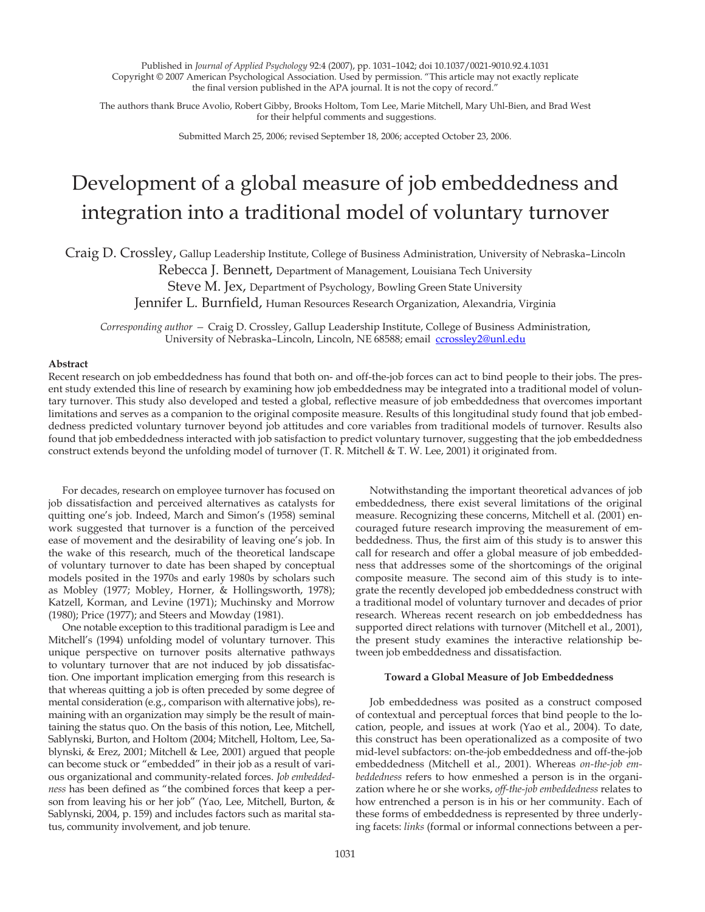Published in *Journal of Applied Psychology* 92:4 (2007), pp. 1031–1042; doi 10.1037/0021-9010.92.4.1031
Copyright © 2007 American Psychological Association. Used by permission. "This article may not exactly replicate the final version published in the APA journal. It is not the copy of record."

The authors thank Bruce Avolio, Robert Gibby, Brooks Holtom, Tom Lee, Marie Mitchell, Mary Uhl-Bien, and Brad West for their helpful comments and suggestions.

Submitted March 25, 2006; revised September 18, 2006; accepted October 23, 2006.

# Development of a global measure of job embeddedness and integration into a traditional model of voluntary turnover

Craig D. Crossley, Gallup Leadership Institute, College of Business Administration, University of Nebraska–Lincoln
Rebecca J. Bennett, Department of Management, Louisiana Tech University
Steve M. Jex, Department of Psychology, Bowling Green State University
Jennifer L. Burnfield, Human Resources Research Organization, Alexandria, Virginia

*Corresponding author* — Craig D. Crossley, Gallup Leadership Institute, College of Business Administration, University of Nebraska–Lincoln, Lincoln, NE 68588; email ccrossley2@unl.edu

**Abstract**

Recent research on job embeddedness has found that both on- and off-the-job forces can act to bind people to their jobs. The present study extended this line of research by examining how job embeddedness may be integrated into a traditional model of voluntary turnover. This study also developed and tested a global, reflective measure of job embeddedness that overcomes important limitations and serves as a companion to the original composite measure. Results of this longitudinal study found that job embeddedness predicted voluntary turnover beyond job attitudes and core variables from traditional models of turnover. Results also found that job embeddedness interacted with job satisfaction to predict voluntary turnover, suggesting that the job embeddedness construct extends beyond the unfolding model of turnover (T. R. Mitchell & T. W. Lee, 2001) it originated from.

For decades, research on employee turnover has focused on job dissatisfaction and perceived alternatives as catalysts for quitting one's job. Indeed, March and Simon's (1958) seminal work suggested that turnover is a function of the perceived ease of movement and the desirability of leaving one's job. In the wake of this research, much of the theoretical landscape of voluntary turnover to date has been shaped by conceptual models posited in the 1970s and early 1980s by scholars such as Mobley (1977; Mobley, Horner, & Hollingsworth, 1978); Katzell, Korman, and Levine (1971); Muchinsky and Morrow (1980); Price (1977); and Steers and Mowday (1981).

One notable exception to this traditional paradigm is Lee and Mitchell's (1994) unfolding model of voluntary turnover. This unique perspective on turnover posits alternative pathways to voluntary turnover that are not induced by job dissatisfaction. One important implication emerging from this research is that whereas quitting a job is often preceded by some degree of mental consideration (e.g., comparison with alternative jobs), remaining with an organization may simply be the result of maintaining the status quo. On the basis of this notion, Lee, Mitchell, Sablynski, Burton, and Holtom (2004; Mitchell, Holtom, Lee, Sablynski, & Erez, 2001; Mitchell & Lee, 2001) argued that people can become stuck or "embedded" in their job as a result of various organizational and community-related forces. *Job embeddedness* has been defined as "the combined forces that keep a person from leaving his or her job" (Yao, Lee, Mitchell, Burton, & Sablynski, 2004, p. 159) and includes factors such as marital status, community involvement, and job tenure.

Notwithstanding the important theoretical advances of job embeddedness, there exist several limitations of the original measure. Recognizing these concerns, Mitchell et al. (2001) encouraged future research improving the measurement of embeddedness. Thus, the first aim of this study is to answer this call for research and offer a global measure of job embeddedness that addresses some of the shortcomings of the original composite measure. The second aim of this study is to integrate the recently developed job embeddedness construct with a traditional model of voluntary turnover and decades of prior research. Whereas recent research on job embeddedness has supported direct relations with turnover (Mitchell et al., 2001), the present study examines the interactive relationship between job embeddedness and dissatisfaction.

**Toward a Global Measure of Job Embeddedness**

Job embeddedness was posited as a construct composed of contextual and perceptual forces that bind people to the location, people, and issues at work (Yao et al., 2004). To date, this construct has been operationalized as a composite of two mid-level subfactors: on-the-job embeddedness and off-the-job embeddedness (Mitchell et al., 2001). Whereas *on-the-job embeddedness* refers to how enmeshed a person is in the organization where he or she works, *off-the-job embeddedness* relates to how entrenched a person is in his or her community. Each of these forms of embeddedness is represented by three underlying facets: *links* (formal or informal connections between a per-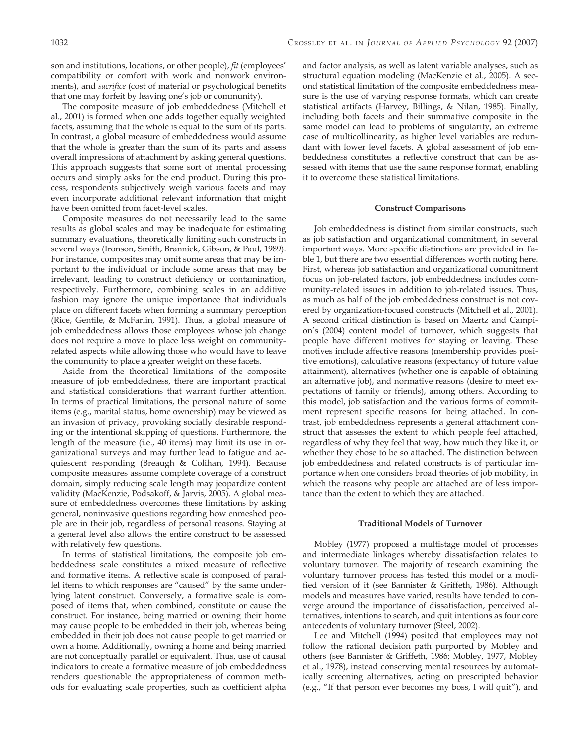son and institutions, locations, or other people), *fit* (employees' compatibility or comfort with work and nonwork environments), and *sacrifice* (cost of material or psychological benefits that one may forfeit by leaving one's job or community).

The composite measure of job embeddedness (Mitchell et al., 2001) is formed when one adds together equally weighted facets, assuming that the whole is equal to the sum of its parts. In contrast, a global measure of embeddedness would assume that the whole is greater than the sum of its parts and assess overall impressions of attachment by asking general questions. This approach suggests that some sort of mental processing occurs and simply asks for the end product. During this process, respondents subjectively weigh various facets and may even incorporate additional relevant information that might have been omitted from facet-level scales.

Composite measures do not necessarily lead to the same results as global scales and may be inadequate for estimating summary evaluations, theoretically limiting such constructs in several ways (Ironson, Smith, Brannick, Gibson, & Paul, 1989). For instance, composites may omit some areas that may be important to the individual or include some areas that may be irrelevant, leading to construct deficiency or contamination, respectively. Furthermore, combining scales in an additive fashion may ignore the unique importance that individuals place on different facets when forming a summary perception (Rice, Gentile, & McFarlin, 1991). Thus, a global measure of job embeddedness allows those employees whose job change does not require a move to place less weight on community-related aspects while allowing those who would have to leave the community to place a greater weight on these facets.

Aside from the theoretical limitations of the composite measure of job embeddedness, there are important practical and statistical considerations that warrant further attention. In terms of practical limitations, the personal nature of some items (e.g., marital status, home ownership) may be viewed as an invasion of privacy, provoking socially desirable responding or the intentional skipping of questions. Furthermore, the length of the measure (i.e., 40 items) may limit its use in organizational surveys and may further lead to fatigue and acquiescent responding (Breaugh & Colihan, 1994). Because composite measures assume complete coverage of a construct domain, simply reducing scale length may jeopardize content validity (MacKenzie, Podsakoff, & Jarvis, 2005). A global measure of embeddedness overcomes these limitations by asking general, noninvasive questions regarding how enmeshed people are in their job, regardless of personal reasons. Staying at a general level also allows the entire construct to be assessed with relatively few questions.

In terms of statistical limitations, the composite job embeddedness scale constitutes a mixed measure of reflective and formative items. A reflective scale is composed of parallel items to which responses are "caused" by the same underlying latent construct. Conversely, a formative scale is composed of items that, when combined, constitute or cause the construct. For instance, being married or owning their home may cause people to be embedded in their job, whereas being embedded in their job does not cause people to get married or own a home. Additionally, owning a home and being married are not conceptually parallel or equivalent. Thus, use of causal indicators to create a formative measure of job embeddedness renders questionable the appropriateness of common methods for evaluating scale properties, such as coefficient alpha and factor analysis, as well as latent variable analyses, such as structural equation modeling (MacKenzie et al., 2005). A second statistical limitation of the composite embeddedness measure is the use of varying response formats, which can create statistical artifacts (Harvey, Billings, & Nilan, 1985). Finally, including both facets and their summative composite in the same model can lead to problems of singularity, an extreme case of multicollinearity, as higher level variables are redundant with lower level facets. A global assessment of job embeddedness constitutes a reflective construct that can be assessed with items that use the same response format, enabling it to overcome these statistical limitations.

## Construct Comparisons

Job embeddedness is distinct from similar constructs, such as job satisfaction and organizational commitment, in several important ways. More specific distinctions are provided in Table 1, but there are two essential differences worth noting here. First, whereas job satisfaction and organizational commitment focus on job-related factors, job embeddedness includes community-related issues in addition to job-related issues. Thus, as much as half of the job embeddedness construct is not covered by organization-focused constructs (Mitchell et al., 2001). A second critical distinction is based on Maertz and Campion's (2004) content model of turnover, which suggests that people have different motives for staying or leaving. These motives include affective reasons (membership provides positive emotions), calculative reasons (expectancy of future value attainment), alternatives (whether one is capable of obtaining an alternative job), and normative reasons (desire to meet expectations of family or friends), among others. According to this model, job satisfaction and the various forms of commitment represent specific reasons for being attached. In contrast, job embeddedness represents a general attachment construct that assesses the extent to which people feel attached, regardless of why they feel that way, how much they like it, or whether they chose to be so attached. The distinction between job embeddedness and related constructs is of particular importance when one considers broad theories of job mobility, in which the reasons why people are attached are of less importance than the extent to which they are attached.

## Traditional Models of Turnover

Mobley (1977) proposed a multistage model of processes and intermediate linkages whereby dissatisfaction relates to voluntary turnover. The majority of research examining the voluntary turnover process has tested this model or a modified version of it (see Bannister & Griffeth, 1986). Although models and measures have varied, results have tended to converge around the importance of dissatisfaction, perceived alternatives, intentions to search, and quit intentions as four core antecedents of voluntary turnover (Steel, 2002).

Lee and Mitchell (1994) posited that employees may not follow the rational decision path purported by Mobley and others (see Bannister & Griffeth, 1986; Mobley, 1977, Mobley et al., 1978), instead conserving mental resources by automatically screening alternatives, acting on prescripted behavior (e.g., "If that person ever becomes my boss, I will quit"), and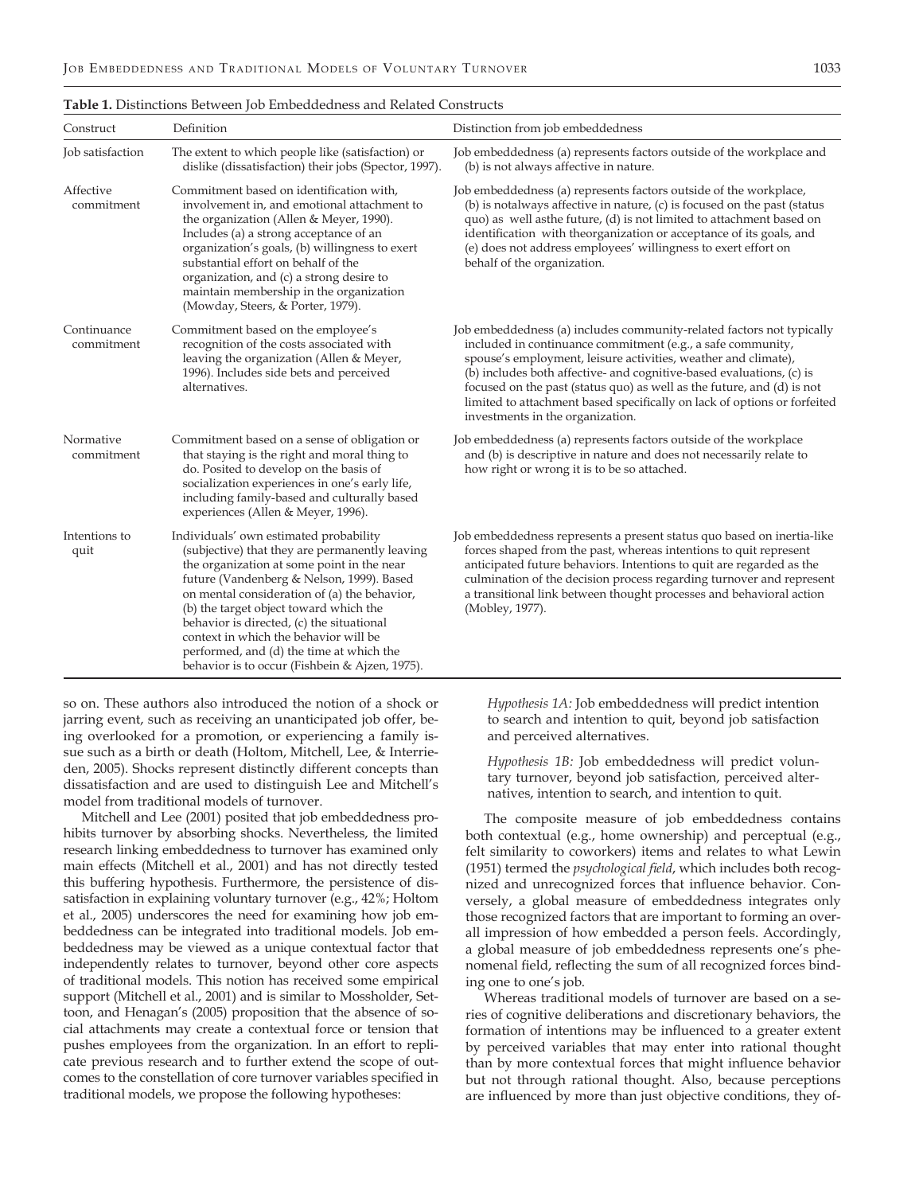**Table 1.** Distinctions Between Job Embeddedness and Related Constructs

| Construct | Definition | Distinction from job embeddedness |
|---|---|---|
| Job satisfaction | The extent to which people like (satisfaction) or dislike (dissatisfaction) their jobs (Spector, 1997). | Job embeddedness (a) represents factors outside of the workplace and (b) is not always affective in nature. |
| Affective commitment | Commitment based on identification with, involvement in, and emotional attachment to the organization (Allen & Meyer, 1990). Includes (a) a strong acceptance of an organization's goals, (b) willingness to exert substantial effort on behalf of the organization, and (c) a strong desire to maintain membership in the organization (Mowday, Steers, & Porter, 1979). | Job embeddedness (a) represents factors outside of the workplace, (b) is notalways affective in nature, (c) is focused on the past (status quo) as well asthe future, (d) is not limited to attachment based on identification with theorganization or acceptance of its goals, and (e) does not address employees' willingness to exert effort on behalf of the organization. |
| Continuance commitment | Commitment based on the employee's recognition of the costs associated with leaving the organization (Allen & Meyer, 1996). Includes side bets and perceived alternatives. | Job embeddedness (a) includes community-related factors not typically included in continuance commitment (e.g., a safe community, spouse's employment, leisure activities, weather and climate), (b) includes both affective- and cognitive-based evaluations, (c) is focused on the past (status quo) as well as the future, and (d) is not limited to attachment based specifically on lack of options or forfeited investments in the organization. |
| Normative commitment | Commitment based on a sense of obligation or that staying is the right and moral thing to do. Posited to develop on the basis of socialization experiences in one's early life, including family-based and culturally based experiences (Allen & Meyer, 1996). | Job embeddedness (a) represents factors outside of the workplace and (b) is descriptive in nature and does not necessarily relate to how right or wrong it is to be so attached. |
| Intentions to quit | Individuals' own estimated probability (subjective) that they are permanently leaving the organization at some point in the near future (Vandenberg & Nelson, 1999). Based on mental consideration of (a) the behavior, (b) the target object toward which the behavior is directed, (c) the situational context in which the behavior will be performed, and (d) the time at which the behavior is to occur (Fishbein & Ajzen, 1975). | Job embeddedness represents a present status quo based on inertia-like forces shaped from the past, whereas intentions to quit represent anticipated future behaviors. Intentions to quit are regarded as the culmination of the decision process regarding turnover and represent a transitional link between thought processes and behavioral action (Mobley, 1977). |

so on. These authors also introduced the notion of a shock or jarring event, such as receiving an unanticipated job offer, being overlooked for a promotion, or experiencing a family issue such as a birth or death (Holtom, Mitchell, Lee, & Interrieden, 2005). Shocks represent distinctly different concepts than dissatisfaction and are used to distinguish Lee and Mitchell's model from traditional models of turnover.

Mitchell and Lee (2001) posited that job embeddedness prohibits turnover by absorbing shocks. Nevertheless, the limited research linking embeddedness to turnover has examined only main effects (Mitchell et al., 2001) and has not directly tested this buffering hypothesis. Furthermore, the persistence of dissatisfaction in explaining voluntary turnover (e.g., 42%; Holtom et al., 2005) underscores the need for examining how job embeddedness can be integrated into traditional models. Job embeddedness may be viewed as a unique contextual factor that independently relates to turnover, beyond other core aspects of traditional models. This notion has received some empirical support (Mitchell et al., 2001) and is similar to Mossholder, Settoon, and Henagan's (2005) proposition that the absence of social attachments may create a contextual force or tension that pushes employees from the organization. In an effort to replicate previous research and to further extend the scope of outcomes to the constellation of core turnover variables specified in traditional models, we propose the following hypotheses:

*Hypothesis 1A:* Job embeddedness will predict intention to search and intention to quit, beyond job satisfaction and perceived alternatives.

*Hypothesis 1B:* Job embeddedness will predict voluntary turnover, beyond job satisfaction, perceived alternatives, intention to search, and intention to quit.

The composite measure of job embeddedness contains both contextual (e.g., home ownership) and perceptual (e.g., felt similarity to coworkers) items and relates to what Lewin (1951) termed the *psychological field*, which includes both recognized and unrecognized forces that influence behavior. Conversely, a global measure of embeddedness integrates only those recognized factors that are important to forming an overall impression of how embedded a person feels. Accordingly, a global measure of job embeddedness represents one's phenomenal field, reflecting the sum of all recognized forces binding one to one's job.

Whereas traditional models of turnover are based on a series of cognitive deliberations and discretionary behaviors, the formation of intentions may be influenced to a greater extent by perceived variables that may enter into rational thought than by more contextual forces that might influence behavior but not through rational thought. Also, because perceptions are influenced by more than just objective conditions, they of-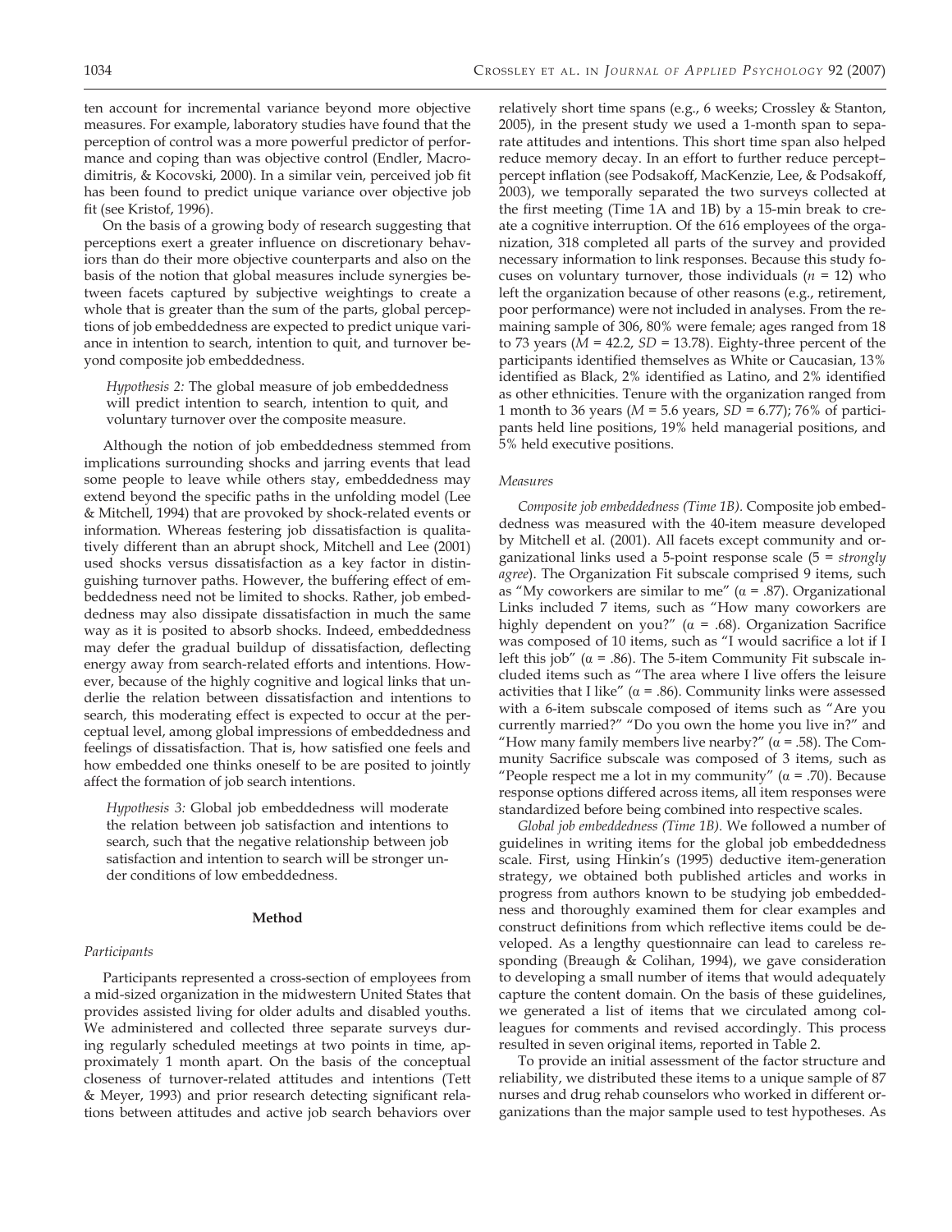ten account for incremental variance beyond more objective measures. For example, laboratory studies have found that the perception of control was a more powerful predictor of performance and coping than was objective control (Endler, Macrodimitris, & Kocovski, 2000). In a similar vein, perceived job fit has been found to predict unique variance over objective job fit (see Kristof, 1996).

On the basis of a growing body of research suggesting that perceptions exert a greater influence on discretionary behaviors than do their more objective counterparts and also on the basis of the notion that global measures include synergies between facets captured by subjective weightings to create a whole that is greater than the sum of the parts, global perceptions of job embeddedness are expected to predict unique variance in intention to search, intention to quit, and turnover beyond composite job embeddedness.

> *Hypothesis 2:* The global measure of job embeddedness will predict intention to search, intention to quit, and voluntary turnover over the composite measure.

Although the notion of job embeddedness stemmed from implications surrounding shocks and jarring events that lead some people to leave while others stay, embeddedness may extend beyond the specific paths in the unfolding model (Lee & Mitchell, 1994) that are provoked by shock-related events or information. Whereas festering job dissatisfaction is qualitatively different than an abrupt shock, Mitchell and Lee (2001) used shocks versus dissatisfaction as a key factor in distinguishing turnover paths. However, the buffering effect of embeddedness need not be limited to shocks. Rather, job embeddedness may also dissipate dissatisfaction in much the same way as it is posited to absorb shocks. Indeed, embeddedness may defer the gradual buildup of dissatisfaction, deflecting energy away from search-related efforts and intentions. However, because of the highly cognitive and logical links that underlie the relation between dissatisfaction and intentions to search, this moderating effect is expected to occur at the perceptual level, among global impressions of embeddedness and feelings of dissatisfaction. That is, how satisfied one feels and how embedded one thinks oneself to be are posited to jointly affect the formation of job search intentions.

> *Hypothesis 3:* Global job embeddedness will moderate the relation between job satisfaction and intentions to search, such that the negative relationship between job satisfaction and intention to search will be stronger under conditions of low embeddedness.

## Method

### *Participants*

Participants represented a cross-section of employees from a mid-sized organization in the midwestern United States that provides assisted living for older adults and disabled youths. We administered and collected three separate surveys during regularly scheduled meetings at two points in time, approximately 1 month apart. On the basis of the conceptual closeness of turnover-related attitudes and intentions (Tett & Meyer, 1993) and prior research detecting significant relations between attitudes and active job search behaviors over relatively short time spans (e.g., 6 weeks; Crossley & Stanton, 2005), in the present study we used a 1-month span to separate attitudes and intentions. This short time span also helped reduce memory decay. In an effort to further reduce percept–percept inflation (see Podsakoff, MacKenzie, Lee, & Podsakoff, 2003), we temporally separated the two surveys collected at the first meeting (Time 1A and 1B) by a 15-min break to create a cognitive interruption. Of the 616 employees of the organization, 318 completed all parts of the survey and provided necessary information to link responses. Because this study focuses on voluntary turnover, those individuals ($n$ = 12) who left the organization because of other reasons (e.g., retirement, poor performance) were not included in analyses. From the remaining sample of 306, 80% were female; ages ranged from 18 to 73 years ($M$ = 42.2, $SD$ = 13.78). Eighty-three percent of the participants identified themselves as White or Caucasian, 13% identified as Black, 2% identified as Latino, and 2% identified as other ethnicities. Tenure with the organization ranged from 1 month to 36 years ($M$ = 5.6 years, $SD$ = 6.77); 76% of participants held line positions, 19% held managerial positions, and 5% held executive positions.

### *Measures*

*Composite job embeddedness (Time 1B).* Composite job embeddedness was measured with the 40-item measure developed by Mitchell et al. (2001). All facets except community and organizational links used a 5-point response scale (5 = *strongly agree*). The Organization Fit subscale comprised 9 items, such as "My coworkers are similar to me" (α = .87). Organizational Links included 7 items, such as "How many coworkers are highly dependent on you?" (α = .68). Organization Sacrifice was composed of 10 items, such as "I would sacrifice a lot if I left this job" (α = .86). The 5-item Community Fit subscale included items such as "The area where I live offers the leisure activities that I like" (α = .86). Community links were assessed with a 6-item subscale composed of items such as "Are you currently married?" "Do you own the home you live in?" and "How many family members live nearby?" (α = .58). The Community Sacrifice subscale was composed of 3 items, such as "People respect me a lot in my community" (α = .70). Because response options differed across items, all item responses were standardized before being combined into respective scales.

*Global job embeddedness (Time 1B).* We followed a number of guidelines in writing items for the global job embeddedness scale. First, using Hinkin's (1995) deductive item-generation strategy, we obtained both published articles and works in progress from authors known to be studying job embeddedness and thoroughly examined them for clear examples and construct definitions from which reflective items could be developed. As a lengthy questionnaire can lead to careless responding (Breaugh & Colihan, 1994), we gave consideration to developing a small number of items that would adequately capture the content domain. On the basis of these guidelines, we generated a list of items that we circulated among colleagues for comments and revised accordingly. This process resulted in seven original items, reported in Table 2.

To provide an initial assessment of the factor structure and reliability, we distributed these items to a unique sample of 87 nurses and drug rehab counselors who worked in different organizations than the major sample used to test hypotheses. As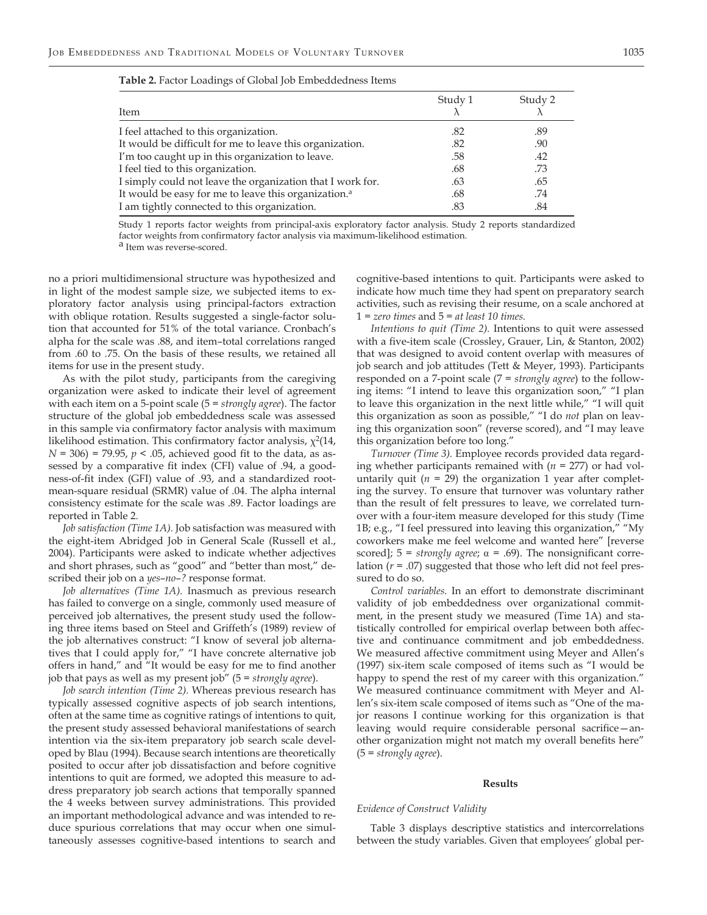**Table 2.** Factor Loadings of Global Job Embeddedness Items

| Item | Study 1 λ | Study 2 λ |
|---|---|---|
| I feel attached to this organization. | .82 | .89 |
| It would be difficult for me to leave this organization. | .82 | .90 |
| I'm too caught up in this organization to leave. | .58 | .42 |
| I feel tied to this organization. | .68 | .73 |
| I simply could not leave the organization that I work for. | .63 | .65 |
| It would be easy for me to leave this organization.[a] | .68 | .74 |
| I am tightly connected to this organization. | .83 | .84 |

Study 1 reports factor weights from principal-axis exploratory factor analysis. Study 2 reports standardized factor weights from confirmatory factor analysis via maximum-likelihood estimation.
[a] Item was reverse-scored.

no a priori multidimensional structure was hypothesized and in light of the modest sample size, we subjected items to exploratory factor analysis using principal-factors extraction with oblique rotation. Results suggested a single-factor solution that accounted for 51% of the total variance. Cronbach's alpha for the scale was .88, and item–total correlations ranged from .60 to .75. On the basis of these results, we retained all items for use in the present study.

As with the pilot study, participants from the caregiving organization were asked to indicate their level of agreement with each item on a 5-point scale (5 = *strongly agree*). The factor structure of the global job embeddedness scale was assessed in this sample via confirmatory factor analysis with maximum likelihood estimation. This confirmatory factor analysis, $\chi^2(14, N = 306) = 79.95, p < .05$, achieved good fit to the data, as assessed by a comparative fit index (CFI) value of .94, a goodness-of-fit index (GFI) value of .93, and a standardized root-mean-square residual (SRMR) value of .04. The alpha internal consistency estimate for the scale was .89. Factor loadings are reported in Table 2.

*Job satisfaction (Time 1A).* Job satisfaction was measured with the eight-item Abridged Job in General Scale (Russell et al., 2004). Participants were asked to indicate whether adjectives and short phrases, such as "good" and "better than most," described their job on a *yes–no–?* response format.

*Job alternatives (Time 1A).* Inasmuch as previous research has failed to converge on a single, commonly used measure of perceived job alternatives, the present study used the following three items based on Steel and Griffeth's (1989) review of the job alternatives construct: "I know of several job alternatives that I could apply for," "I have concrete alternative job offers in hand," and "It would be easy for me to find another job that pays as well as my present job" (5 = *strongly agree*).

*Job search intention (Time 2).* Whereas previous research has typically assessed cognitive aspects of job search intentions, often at the same time as cognitive ratings of intentions to quit, the present study assessed behavioral manifestations of search intention via the six-item preparatory job search scale developed by Blau (1994). Because search intentions are theoretically posited to occur after job dissatisfaction and before cognitive intentions to quit are formed, we adopted this measure to address preparatory job search actions that temporally spanned the 4 weeks between survey administrations. This provided an important methodological advance and was intended to reduce spurious correlations that may occur when one simultaneously assesses cognitive-based intentions to search and cognitive-based intentions to quit. Participants were asked to indicate how much time they had spent on preparatory search activities, such as revising their resume, on a scale anchored at 1 = *zero times* and 5 = *at least 10 times.*

*Intentions to quit (Time 2).* Intentions to quit were assessed with a five-item scale (Crossley, Grauer, Lin, & Stanton, 2002) that was designed to avoid content overlap with measures of job search and job attitudes (Tett & Meyer, 1993). Participants responded on a 7-point scale (7 = *strongly agree*) to the following items: "I intend to leave this organization soon," "I plan to leave this organization in the next little while," "I will quit this organization as soon as possible," "I do *not* plan on leaving this organization soon" (reverse scored), and "I may leave this organization before too long."

*Turnover (Time 3).* Employee records provided data regarding whether participants remained with ($n = 277$) or had voluntarily quit ($n = 29$) the organization 1 year after completing the survey. To ensure that turnover was voluntary rather than the result of felt pressures to leave, we correlated turnover with a four-item measure developed for this study (Time 1B; e.g., "I feel pressured into leaving this organization," "My coworkers make me feel welcome and wanted here" [reverse scored]; 5 = *strongly agree*; $\alpha = .69$). The nonsignificant correlation ($r = .07$) suggested that those who left did not feel pressured to do so.

*Control variables.* In an effort to demonstrate discriminant validity of job embeddedness over organizational commitment, in the present study we measured (Time 1A) and statistically controlled for empirical overlap between both affective and continuance commitment and job embeddedness. We measured affective commitment using Meyer and Allen's (1997) six-item scale composed of items such as "I would be happy to spend the rest of my career with this organization." We measured continuance commitment with Meyer and Allen's six-item scale composed of items such as "One of the major reasons I continue working for this organization is that leaving would require considerable personal sacrifice—another organization might not match my overall benefits here" (5 = *strongly agree*).

## Results

### Evidence of Construct Validity

Table 3 displays descriptive statistics and intercorrelations between the study variables. Given that employees' global per-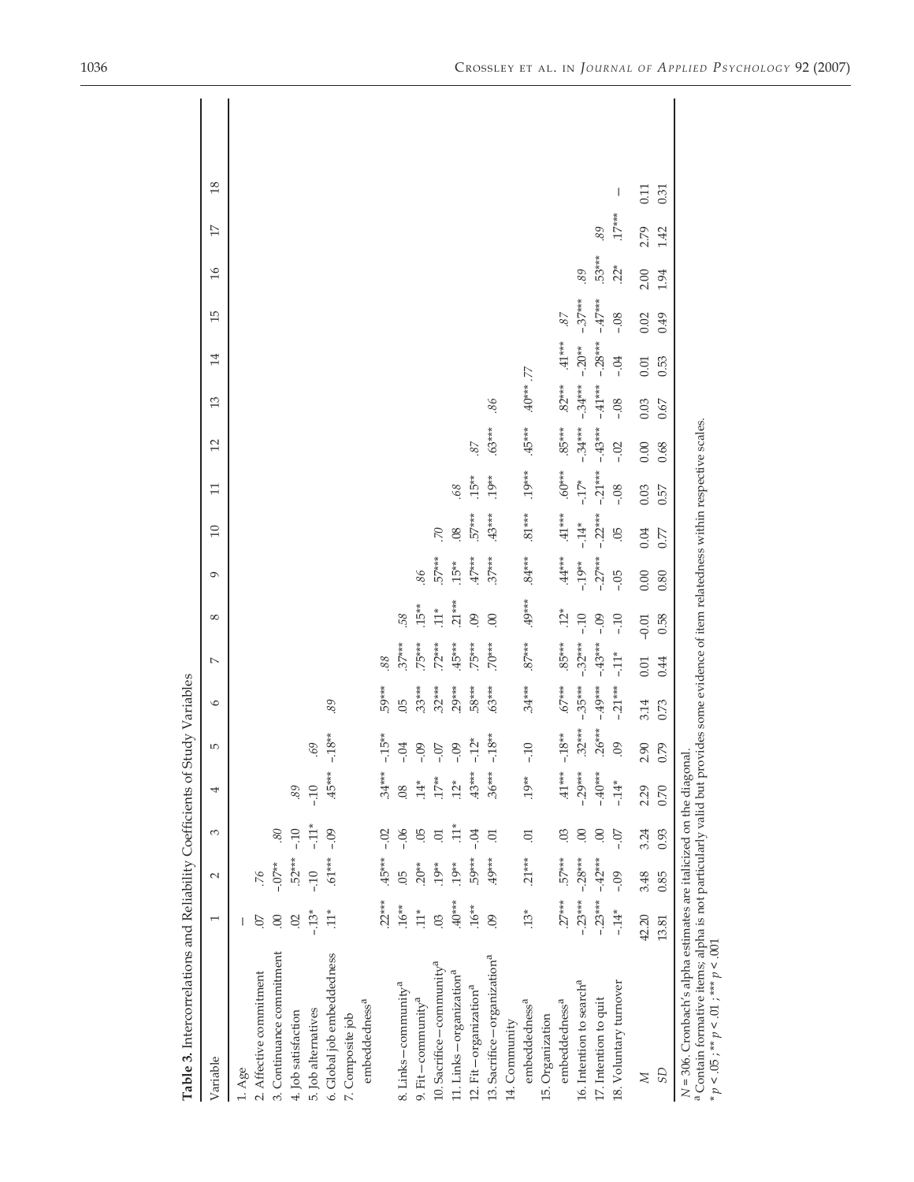**Table 3.** Intercorrelations and Reliability Coefficients of Study Variables

| Variable | 1 | 2 | 3 | 4 | 5 | 6 | 7 | 8 | 9 | 10 | 11 | 12 | 13 | 14 | 15 | 16 | 17 | 18 |
|---|---|---|---|---|---|---|---|---|---|---|---|---|---|---|---|---|---|---|
| 1. Age | — | | | | | | | | | | | | | | | | | |
| 2. Affective commitment | .07 | *.76* | | | | | | | | | | | | | | | | |
| 3. Continuance commitment | .00 | -.07** | *.80* | | | | | | | | | | | | | | | |
| 4. Job satisfaction | .02 | .52*** | -.10 | *.89* | | | | | | | | | | | | | | |
| 5. Job alternatives | -.13* | -.10 | -.11* | -.10 | *.69* | | | | | | | | | | | | | |
| 6. Global job embeddedness | .11* | .61*** | -.09 | .45*** | -.18** | *.89* | | | | | | | | | | | | |
| 7. Composite job embeddedness[a] | .22*** | .45*** | -.02 | .34*** | -.15** | .59*** | *.88* | | | | | | | | | | | |
| 8. Links – community[a] | .16** | .05 | -.06 | .08 | -.04 | .05 | .37*** | *.58* | | | | | | | | | | |
| 9. Fit – community[a] | .11* | .20** | .05 | .14* | -.09 | .33*** | .75*** | .15** | *.86* | | | | | | | | | |
| 10. Sacrifice – community[a] | .03 | .19* | .01 | .17** | -.07 | .32*** | .72*** | .11* | .57*** | *.70* | | | | | | | | |
| 11. Links – organization[a] | .40*** | .19** | .11* | .12* | -.09 | .29*** | .45*** | .21*** | .15** | .08 | *.68* | | | | | | | |
| 12. Fit – organization[a] | .16** | .59*** | -.04 | .43*** | -.12* | .58*** | .75*** | .09 | .47*** | .57*** | .15** | *.87* | | | | | | |
| 13. Sacrifice – organization[a] | .09 | .49*** | .01 | .36*** | -.18** | .63*** | .70*** | .00 | .37*** | .43*** | .19** | .63*** | *.86* | | | | | |
| 14. Community embeddedness[a] | .13* | .21*** | .01 | .19** | -.10 | .34*** | .87*** | .49*** | .84*** | .81*** | .19*** | .45*** | .40*** | *.77* | | | | |
| 15. Organization embeddedness[a] | .27*** | .57*** | .03 | .41*** | -.18** | .67*** | .85*** | .12* | .44*** | .41*** | .60*** | .85*** | .82*** | .41*** | *.87* | | | |
| 16. Intention to search[a] | -.23*** | -.28*** | .00 | -.29*** | .32*** | -.35*** | -.32*** | -.10 | -.19** | -.14* | -.17* | -.34*** | -.34*** | -.20** | -.37*** | *.89* | | |
| 17. Intention to quit | -.23*** | -.42*** | .00 | -.40*** | .26*** | -.49*** | -.43*** | -.09 | -.27*** | -.22*** | -.21*** | -.43*** | -.41*** | -.28*** | -.47*** | .53*** | *.89* | |
| 18. Voluntary turnover | -.14* | -.09 | -.07 | -.14* | .09 | -.21*** | -.11* | -.10 | -.05 | .05 | -.08 | -.02 | -.08 | -.04 | -.08 | .22* | .17*** | — |
| *M* | 42.20 | 3.48 | 3.24 | 2.29 | 2.90 | 3.14 | 0.01 | -0.01 | 0.00 | 0.04 | 0.03 | 0.00 | 0.03 | 0.01 | 0.02 | 2.00 | 2.79 | 0.11 |
| *SD* | 13.81 | 0.85 | 0.93 | 0.70 | 0.79 | 0.73 | 0.44 | 0.58 | 0.80 | 0.77 | 0.57 | 0.68 | 0.67 | 0.53 | 0.49 | 1.94 | 1.42 | 0.31 |

*N* = 306. Cronbach's alpha estimates are italicized on the diagonal.
[a] Contain formative items; alpha is not particularly valid but provides some evidence of item relatedness within respective scales.
* $p < .05$ ; ** $p < .01$ ; *** $p < .001$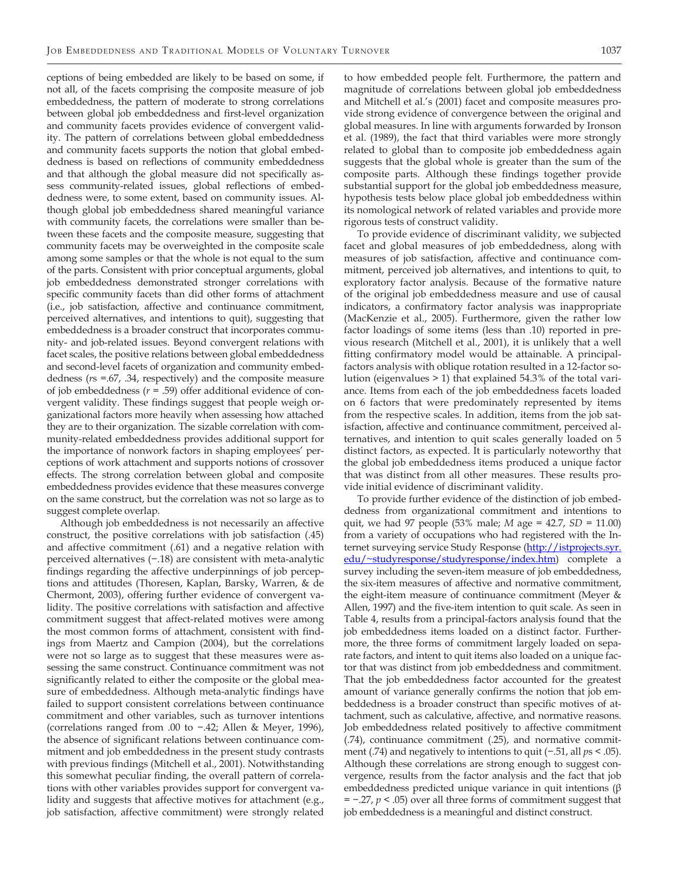ceptions of being embedded are likely to be based on some, if not all, of the facets comprising the composite measure of job embeddedness, the pattern of moderate to strong correlations between global job embeddedness and first-level organization and community facets provides evidence of convergent validity. The pattern of correlations between global embeddedness and community facets supports the notion that global embeddedness is based on reflections of community embeddedness and that although the global measure did not specifically assess community-related issues, global reflections of embeddedness were, to some extent, based on community issues. Although global job embeddedness shared meaningful variance with community facets, the correlations were smaller than between these facets and the composite measure, suggesting that community facets may be overweighted in the composite scale among some samples or that the whole is not equal to the sum of the parts. Consistent with prior conceptual arguments, global job embeddedness demonstrated stronger correlations with specific community facets than did other forms of attachment (i.e., job satisfaction, affective and continuance commitment, perceived alternatives, and intentions to quit), suggesting that embeddedness is a broader construct that incorporates community- and job-related issues. Beyond convergent relations with facet scales, the positive relations between global embeddedness and second-level facets of organization and community embeddedness (*r*s =.67, .34, respectively) and the composite measure of job embeddedness (*r* = .59) offer additional evidence of convergent validity. These findings suggest that people weigh organizational factors more heavily when assessing how attached they are to their organization. The sizable correlation with community-related embeddedness provides additional support for the importance of nonwork factors in shaping employees' perceptions of work attachment and supports notions of crossover effects. The strong correlation between global and composite embeddedness provides evidence that these measures converge on the same construct, but the correlation was not so large as to suggest complete overlap.

Although job embeddedness is not necessarily an affective construct, the positive correlations with job satisfaction (.45) and affective commitment (.61) and a negative relation with perceived alternatives (−.18) are consistent with meta-analytic findings regarding the affective underpinnings of job perceptions and attitudes (Thoresen, Kaplan, Barsky, Warren, & de Chermont, 2003), offering further evidence of convergent validity. The positive correlations with satisfaction and affective commitment suggest that affect-related motives were among the most common forms of attachment, consistent with findings from Maertz and Campion (2004), but the correlations were not so large as to suggest that these measures were assessing the same construct. Continuance commitment was not significantly related to either the composite or the global measure of embeddedness. Although meta-analytic findings have failed to support consistent correlations between continuance commitment and other variables, such as turnover intentions (correlations ranged from .00 to −.42; Allen & Meyer, 1996), the absence of significant relations between continuance commitment and job embeddedness in the present study contrasts with previous findings (Mitchell et al., 2001). Notwithstanding this somewhat peculiar finding, the overall pattern of correlations with other variables provides support for convergent validity and suggests that affective motives for attachment (e.g., job satisfaction, affective commitment) were strongly related to how embedded people felt. Furthermore, the pattern and magnitude of correlations between global job embeddedness and Mitchell et al.'s (2001) facet and composite measures provide strong evidence of convergence between the original and global measures. In line with arguments forwarded by Ironson et al. (1989), the fact that third variables were more strongly related to global than to composite job embeddedness again suggests that the global whole is greater than the sum of the composite parts. Although these findings together provide substantial support for the global job embeddedness measure, hypothesis tests below place global job embeddedness within its nomological network of related variables and provide more rigorous tests of construct validity.

To provide evidence of discriminant validity, we subjected facet and global measures of job embeddedness, along with measures of job satisfaction, affective and continuance commitment, perceived job alternatives, and intentions to quit, to exploratory factor analysis. Because of the formative nature of the original job embeddedness measure and use of causal indicators, a confirmatory factor analysis was inappropriate (MacKenzie et al., 2005). Furthermore, given the rather low factor loadings of some items (less than .10) reported in previous research (Mitchell et al., 2001), it is unlikely that a well fitting confirmatory model would be attainable. A principal-factors analysis with oblique rotation resulted in a 12-factor solution (eigenvalues > 1) that explained 54.3% of the total variance. Items from each of the job embeddedness facets loaded on 6 factors that were predominately represented by items from the respective scales. In addition, items from the job satisfaction, affective and continuance commitment, perceived alternatives, and intention to quit scales generally loaded on 5 distinct factors, as expected. It is particularly noteworthy that the global job embeddedness items produced a unique factor that was distinct from all other measures. These results provide initial evidence of discriminant validity.

To provide further evidence of the distinction of job embeddedness from organizational commitment and intentions to quit, we had 97 people (53% male; *M* age = 42.7, *SD* = 11.00) from a variety of occupations who had registered with the Internet surveying service Study Response (http://istprojects.syr.edu/~studyresponse/studyresponse/index.htm) complete a survey including the seven-item measure of job embeddedness, the six-item measures of affective and normative commitment, the eight-item measure of continuance commitment (Meyer & Allen, 1997) and the five-item intention to quit scale. As seen in Table 4, results from a principal-factors analysis found that the job embeddedness items loaded on a distinct factor. Furthermore, the three forms of commitment largely loaded on separate factors, and intent to quit items also loaded on a unique factor that was distinct from job embeddedness and commitment. That the job embeddedness factor accounted for the greatest amount of variance generally confirms the notion that job embeddedness is a broader construct than specific motives of attachment, such as calculative, affective, and normative reasons. Job embeddedness related positively to affective commitment (.74), continuance commitment (.25), and normative commitment (.74) and negatively to intentions to quit (−.51, all *p*s < .05). Although these correlations are strong enough to suggest convergence, results from the factor analysis and the fact that job embeddedness predicted unique variance in quit intentions ($\beta = -.27$, $p < .05$) over all three forms of commitment suggest that job embeddedness is a meaningful and distinct construct.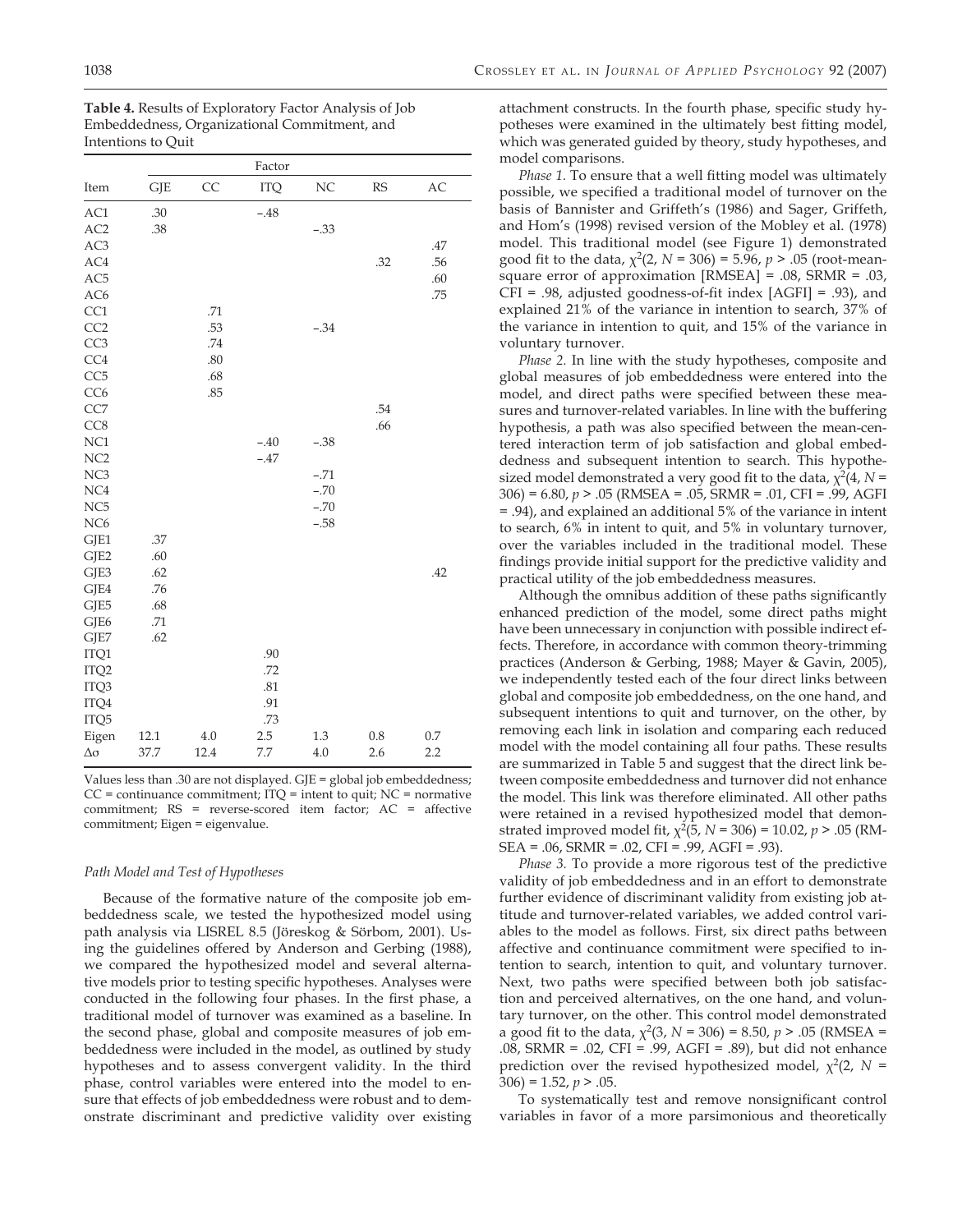**Table 4.** Results of Exploratory Factor Analysis of Job Embeddedness, Organizational Commitment, and Intentions to Quit

| | Factor | | | | | |
|---|---|---|---|---|---|---|
| Item | GJE | CC | ITQ | NC | RS | AC |
| AC1 | .30 | | −.48 | | | |
| AC2 | .38 | | | −.33 | | |
| AC3 | | | | | | .47 |
| AC4 | | | | | .32 | .56 |
| AC5 | | | | | | .60 |
| AC6 | | | | | | .75 |
| CC1 | | .71 | | | | |
| CC2 | | .53 | | −.34 | | |
| CC3 | | .74 | | | | |
| CC4 | | .80 | | | | |
| CC5 | | .68 | | | | |
| CC6 | | .85 | | | | |
| CC7 | | | | | .54 | |
| CC8 | | | | | .66 | |
| NC1 | | | −.40 | −.38 | | |
| NC2 | | | −.47 | | | |
| NC3 | | | | −.71 | | |
| NC4 | | | | −.70 | | |
| NC5 | | | | −.70 | | |
| NC6 | | | | −.58 | | |
| GJE1 | .37 | | | | | |
| GJE2 | .60 | | | | | |
| GJE3 | .62 | | | | | .42 |
| GJE4 | .76 | | | | | |
| GJE5 | .68 | | | | | |
| GJE6 | .71 | | | | | |
| GJE7 | .62 | | | | | |
| ITQ1 | | | .90 | | | |
| ITQ2 | | | .72 | | | |
| ITQ3 | | | .81 | | | |
| ITQ4 | | | .91 | | | |
| ITQ5 | | | .73 | | | |
| Eigen | 12.1 | 4.0 | 2.5 | 1.3 | 0.8 | 0.7 |
| $\Delta\sigma$ | 37.7 | 12.4 | 7.7 | 4.0 | 2.6 | 2.2 |

Values less than .30 are not displayed. GJE = global job embeddedness; CC = continuance commitment; ITQ = intent to quit; NC = normative commitment; RS = reverse-scored item factor; AC = affective commitment; Eigen = eigenvalue.

### *Path Model and Test of Hypotheses*

Because of the formative nature of the composite job embeddedness scale, we tested the hypothesized model using path analysis via LISREL 8.5 (Jöreskog & Sörbom, 2001). Using the guidelines offered by Anderson and Gerbing (1988), we compared the hypothesized model and several alternative models prior to testing specific hypotheses. Analyses were conducted in the following four phases. In the first phase, a traditional model of turnover was examined as a baseline. In the second phase, global and composite measures of job embeddedness were included in the model, as outlined by study hypotheses and to assess convergent validity. In the third phase, control variables were entered into the model to ensure that effects of job embeddedness were robust and to demonstrate discriminant and predictive validity over existing attachment constructs. In the fourth phase, specific study hypotheses were examined in the ultimately best fitting model, which was generated guided by theory, study hypotheses, and model comparisons.

*Phase 1.* To ensure that a well fitting model was ultimately possible, we specified a traditional model of turnover on the basis of Bannister and Griffeth's (1986) and Sager, Griffeth, and Hom's (1998) revised version of the Mobley et al. (1978) model. This traditional model (see Figure 1) demonstrated good fit to the data, $\chi^2(2, N = 306) = 5.96$, $p > .05$ (root-mean-square error of approximation [RMSEA] = .08, SRMR = .03, CFI = .98, adjusted goodness-of-fit index [AGFI] = .93), and explained 21% of the variance in intention to search, 37% of the variance in intention to quit, and 15% of the variance in voluntary turnover.

*Phase 2.* In line with the study hypotheses, composite and global measures of job embeddedness were entered into the model, and direct paths were specified between these measures and turnover-related variables. In line with the buffering hypothesis, a path was also specified between the mean-centered interaction term of job satisfaction and global embeddedness and subsequent intention to search. This hypothesized model demonstrated a very good fit to the data, $\chi^2(4, N = 306) = 6.80$, $p > .05$ (RMSEA = .05, SRMR = .01, CFI = .99, AGFI = .94), and explained an additional 5% of the variance in intent to search, 6% in intent to quit, and 5% in voluntary turnover, over the variables included in the traditional model. These findings provide initial support for the predictive validity and practical utility of the job embeddedness measures.

Although the omnibus addition of these paths significantly enhanced prediction of the model, some direct paths might have been unnecessary in conjunction with possible indirect effects. Therefore, in accordance with common theory-trimming practices (Anderson & Gerbing, 1988; Mayer & Gavin, 2005), we independently tested each of the four direct links between global and composite job embeddedness, on the one hand, and subsequent intentions to quit and turnover, on the other, by removing each link in isolation and comparing each reduced model with the model containing all four paths. These results are summarized in Table 5 and suggest that the direct link between composite embeddedness and turnover did not enhance the model. This link was therefore eliminated. All other paths were retained in a revised hypothesized model that demonstrated improved model fit, $\chi^2(5, N = 306) = 10.02$, $p > .05$ (RMSEA = .06, SRMR = .02, CFI = .99, AGFI = .93).

*Phase 3.* To provide a more rigorous test of the predictive validity of job embeddedness and in an effort to demonstrate further evidence of discriminant validity from existing job attitude and turnover-related variables, we added control variables to the model as follows. First, six direct paths between affective and continuance commitment were specified to intention to search, intention to quit, and voluntary turnover. Next, two paths were specified between both job satisfaction and perceived alternatives, on the one hand, and voluntary turnover, on the other. This control model demonstrated a good fit to the data, $\chi^2(3, N = 306) = 8.50$, $p > .05$ (RMSEA = .08, SRMR = .02, CFI = .99, AGFI = .89), but did not enhance prediction over the revised hypothesized model, $\chi^2(2, N = 306) = 1.52$, $p > .05$.

To systematically test and remove nonsignificant control variables in favor of a more parsimonious and theoretically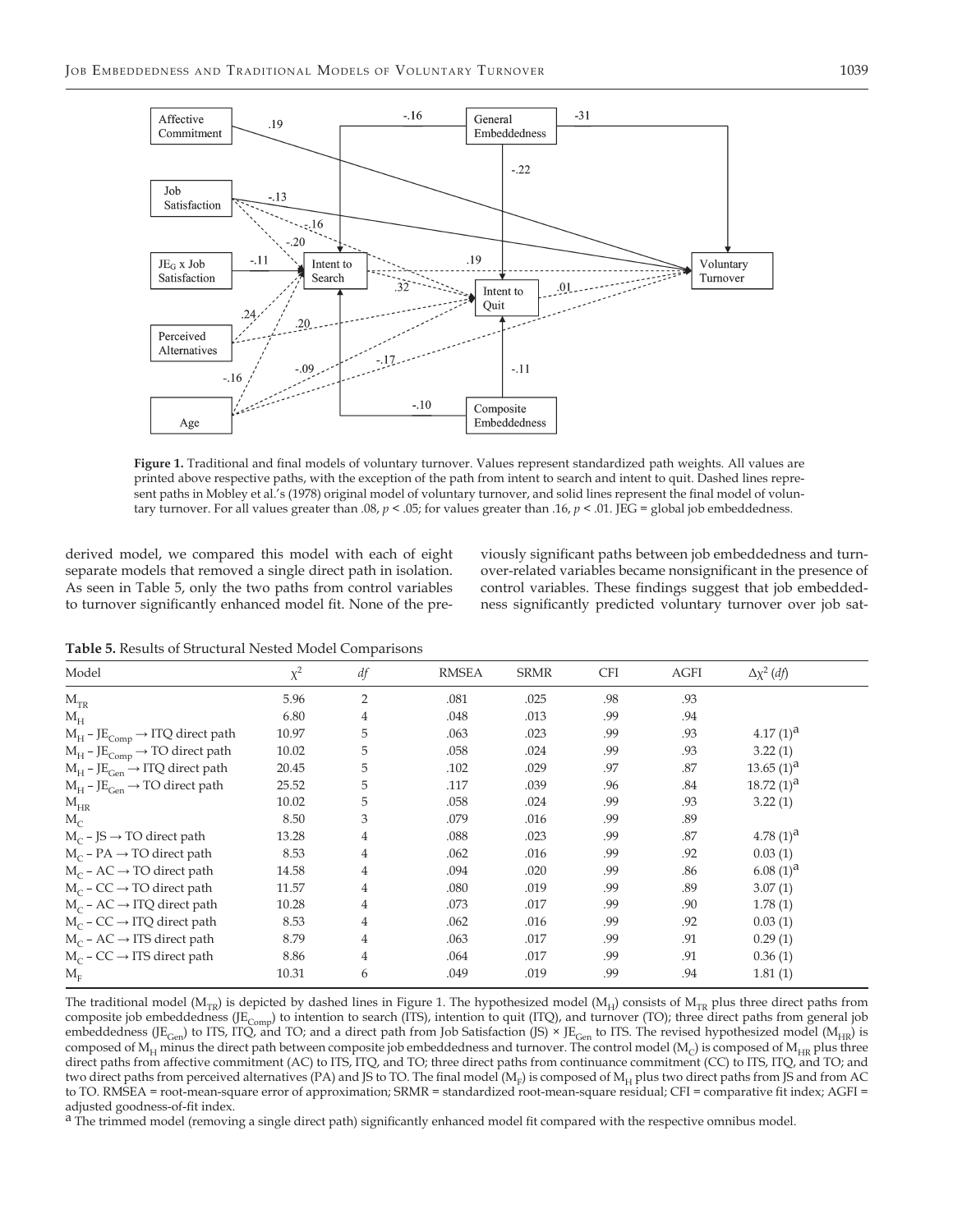**Figure 1.** Traditional and final models of voluntary turnover. Values represent standardized path weights. All values are printed above respective paths, with the exception of the path from intent to search and intent to quit. Dashed lines represent paths in Mobley et al.'s (1978) original model of voluntary turnover, and solid lines represent the final model of voluntary turnover. For all values greater than .08, $p < .05$; for values greater than .16, $p < .01$. JEG = global job embeddedness.

derived model, we compared this model with each of eight separate models that removed a single direct path in isolation. As seen in Table 5, only the two paths from control variables to turnover significantly enhanced model fit. None of the previously significant paths between job embeddedness and turnover-related variables became nonsignificant in the presence of control variables. These findings suggest that job embeddedness significantly predicted voluntary turnover over job sat-

**Table 5.** Results of Structural Nested Model Comparisons

| Model | $\chi^2$ | *df* | RMSEA | SRMR | CFI | AGFI | $\Delta\chi^2$ (*df*) |
|---|---|---|---|---|---|---|---|
| $M_{TR}$ | 5.96 | 2 | .081 | .025 | .98 | .93 | |
| $M_H$ | 6.80 | 4 | .048 | .013 | .99 | .94 | |
| $M_H$ – $JE_{Comp}$ → ITQ direct path | 10.97 | 5 | .063 | .023 | .99 | .93 | 4.17 (1)[a] |
| $M_H$ – $JE_{Comp}$ → TO direct path | 10.02 | 5 | .058 | .024 | .99 | .93 | 3.22 (1) |
| $M_H$ – $JE_{Gen}$ → ITQ direct path | 20.45 | 5 | .102 | .029 | .97 | .87 | 13.65 (1)[a] |
| $M_H$ – $JE_{Gen}$ → TO direct path | 25.52 | 5 | .117 | .039 | .96 | .84 | 18.72 (1)[a] |
| $M_{HR}$ | 10.02 | 5 | .058 | .024 | .99 | .93 | 3.22 (1) |
| $M_C$ | 8.50 | 3 | .079 | .016 | .99 | .89 | |
| $M_C$ – JS → TO direct path | 13.28 | 4 | .088 | .023 | .99 | .87 | 4.78 (1)[a] |
| $M_C$ – PA → TO direct path | 8.53 | 4 | .062 | .016 | .99 | .92 | 0.03 (1) |
| $M_C$ – AC → TO direct path | 14.58 | 4 | .094 | .020 | .99 | .86 | 6.08 (1)[a] |
| $M_C$ – CC → TO direct path | 11.57 | 4 | .080 | .019 | .99 | .89 | 3.07 (1) |
| $M_C$ – AC → ITQ direct path | 10.28 | 4 | .073 | .017 | .99 | .90 | 1.78 (1) |
| $M_C$ – CC → ITQ direct path | 8.53 | 4 | .062 | .016 | .99 | .92 | 0.03 (1) |
| $M_C$ – AC → ITS direct path | 8.79 | 4 | .063 | .017 | .99 | .91 | 0.29 (1) |
| $M_C$ – CC → ITS direct path | 8.86 | 4 | .064 | .017 | .99 | .91 | 0.36 (1) |
| $M_F$ | 10.31 | 6 | .049 | .019 | .99 | .94 | 1.81 (1) |

The traditional model ($M_{TR}$) is depicted by dashed lines in Figure 1. The hypothesized model ($M_H$) consists of $M_{TR}$ plus three direct paths from composite job embeddedness ($JE_{Comp}$) to intention to search (ITS), intention to quit (ITQ), and turnover (TO); three direct paths from general job embeddedness ($JE_{Gen}$) to ITS, ITQ, and TO; and a direct path from Job Satisfaction (JS) × $JE_{Gen}$ to ITS. The revised hypothesized model ($M_{HR}$) is composed of $M_H$ minus the direct path between composite job embeddedness and turnover. The control model ($M_C$) is composed of $M_{HR}$ plus three direct paths from affective commitment (AC) to ITS, ITQ, and TO; three direct paths from continuance commitment (CC) to ITS, ITQ, and TO; and two direct paths from perceived alternatives (PA) and JS to TO. The final model ($M_F$) is composed of $M_H$ plus two direct paths from JS and from AC to TO. RMSEA = root-mean-square error of approximation; SRMR = standardized root-mean-square residual; CFI = comparative fit index; AGFI = adjusted goodness-of-fit index.

[a] The trimmed model (removing a single direct path) significantly enhanced model fit compared with the respective omnibus model.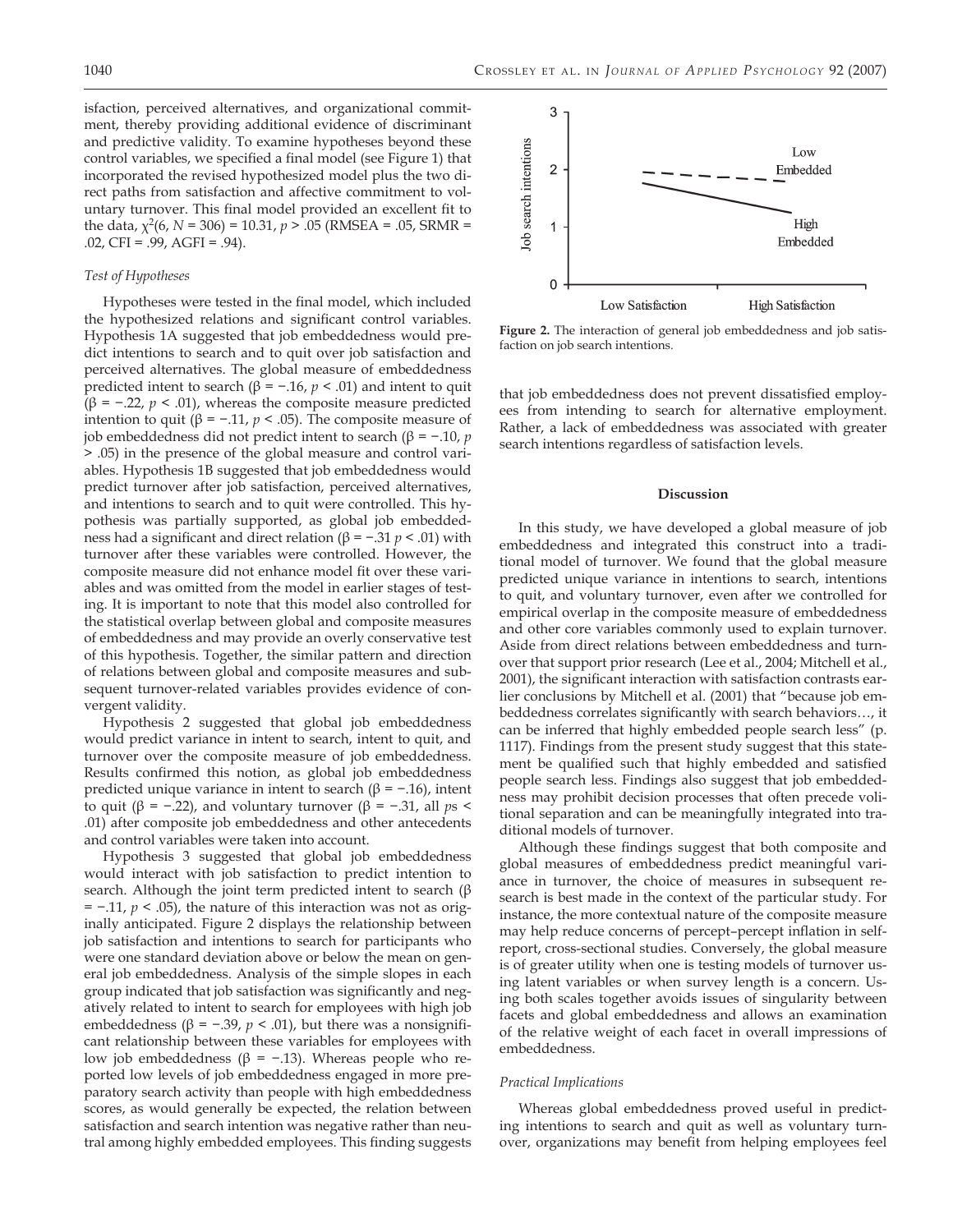isfaction, perceived alternatives, and organizational commitment, thereby providing additional evidence of discriminant and predictive validity. To examine hypotheses beyond these control variables, we specified a final model (see Figure 1) that incorporated the revised hypothesized model plus the two direct paths from satisfaction and affective commitment to voluntary turnover. This final model provided an excellent fit to the data, $\chi^2(6, N = 306) = 10.31$, $p > .05$ (RMSEA = .05, SRMR = .02, CFI = .99, AGFI = .94).

### *Test of Hypotheses*

Hypotheses were tested in the final model, which included the hypothesized relations and significant control variables. Hypothesis 1A suggested that job embeddedness would predict intentions to search and to quit over job satisfaction and perceived alternatives. The global measure of embeddedness predicted intent to search ($\beta = -.16$, $p < .01$) and intent to quit ($\beta = -.22$, $p < .01$), whereas the composite measure predicted intention to quit ($\beta = -.11$, $p < .05$). The composite measure of job embeddedness did not predict intent to search ($\beta = -.10$, $p > .05$) in the presence of the global measure and control variables. Hypothesis 1B suggested that job embeddedness would predict turnover after job satisfaction, perceived alternatives, and intentions to search and to quit were controlled. This hypothesis was partially supported, as global job embeddedness had a significant and direct relation ($\beta = -.31$ $p < .01$) with turnover after these variables were controlled. However, the composite measure did not enhance model fit over these variables and was omitted from the model in earlier stages of testing. It is important to note that this model also controlled for the statistical overlap between global and composite measures of embeddedness and may provide an overly conservative test of this hypothesis. Together, the similar pattern and direction of relations between global and composite measures and subsequent turnover-related variables provides evidence of convergent validity.

Hypothesis 2 suggested that global job embeddedness would predict variance in intent to search, intent to quit, and turnover over the composite measure of job embeddedness. Results confirmed this notion, as global job embeddedness predicted unique variance in intent to search ($\beta = -.16$), intent to quit ($\beta = -.22$), and voluntary turnover ($\beta = -.31$, all $p$s < .01) after composite job embeddedness and other antecedents and control variables were taken into account.

Hypothesis 3 suggested that global job embeddedness would interact with job satisfaction to predict intention to search. Although the joint term predicted intent to search ($\beta = -.11$, $p < .05$), the nature of this interaction was not as originally anticipated. Figure 2 displays the relationship between job satisfaction and intentions to search for participants who were one standard deviation above or below the mean on general job embeddedness. Analysis of the simple slopes in each group indicated that job satisfaction was significantly and negatively related to intent to search for employees with high job embeddedness ($\beta = -.39$, $p < .01$), but there was a nonsignificant relationship between these variables for employees with low job embeddedness ($\beta = -.13$). Whereas people who reported low levels of job embeddedness engaged in more preparatory search activity than people with high embeddedness scores, as would generally be expected, the relation between satisfaction and search intention was negative rather than neutral among highly embedded employees. This finding suggests that job embeddedness does not prevent dissatisfied employees from intending to search for alternative employment. Rather, a lack of embeddedness was associated with greater search intentions regardless of satisfaction levels.

**Figure 2.** The interaction of general job embeddedness and job satisfaction on job search intentions.

## Discussion

In this study, we have developed a global measure of job embeddedness and integrated this construct into a traditional model of turnover. We found that the global measure predicted unique variance in intentions to search, intentions to quit, and voluntary turnover, even after we controlled for empirical overlap in the composite measure of embeddedness and other core variables commonly used to explain turnover. Aside from direct relations between embeddedness and turnover that support prior research (Lee et al., 2004; Mitchell et al., 2001), the significant interaction with satisfaction contrasts earlier conclusions by Mitchell et al. (2001) that "because job embeddedness correlates significantly with search behaviors…, it can be inferred that highly embedded people search less" (p. 1117). Findings from the present study suggest that this statement be qualified such that highly embedded and satisfied people search less. Findings also suggest that job embeddedness may prohibit decision processes that often precede volitional separation and can be meaningfully integrated into traditional models of turnover.

Although these findings suggest that both composite and global measures of embeddedness predict meaningful variance in turnover, the choice of measures in subsequent research is best made in the context of the particular study. For instance, the more contextual nature of the composite measure may help reduce concerns of percept–percept inflation in self-report, cross-sectional studies. Conversely, the global measure is of greater utility when one is testing models of turnover using latent variables or when survey length is a concern. Using both scales together avoids issues of singularity between facets and global embeddedness and allows an examination of the relative weight of each facet in overall impressions of embeddedness.

### *Practical Implications*

Whereas global embeddedness proved useful in predicting intentions to search and quit as well as voluntary turnover, organizations may benefit from helping employees feel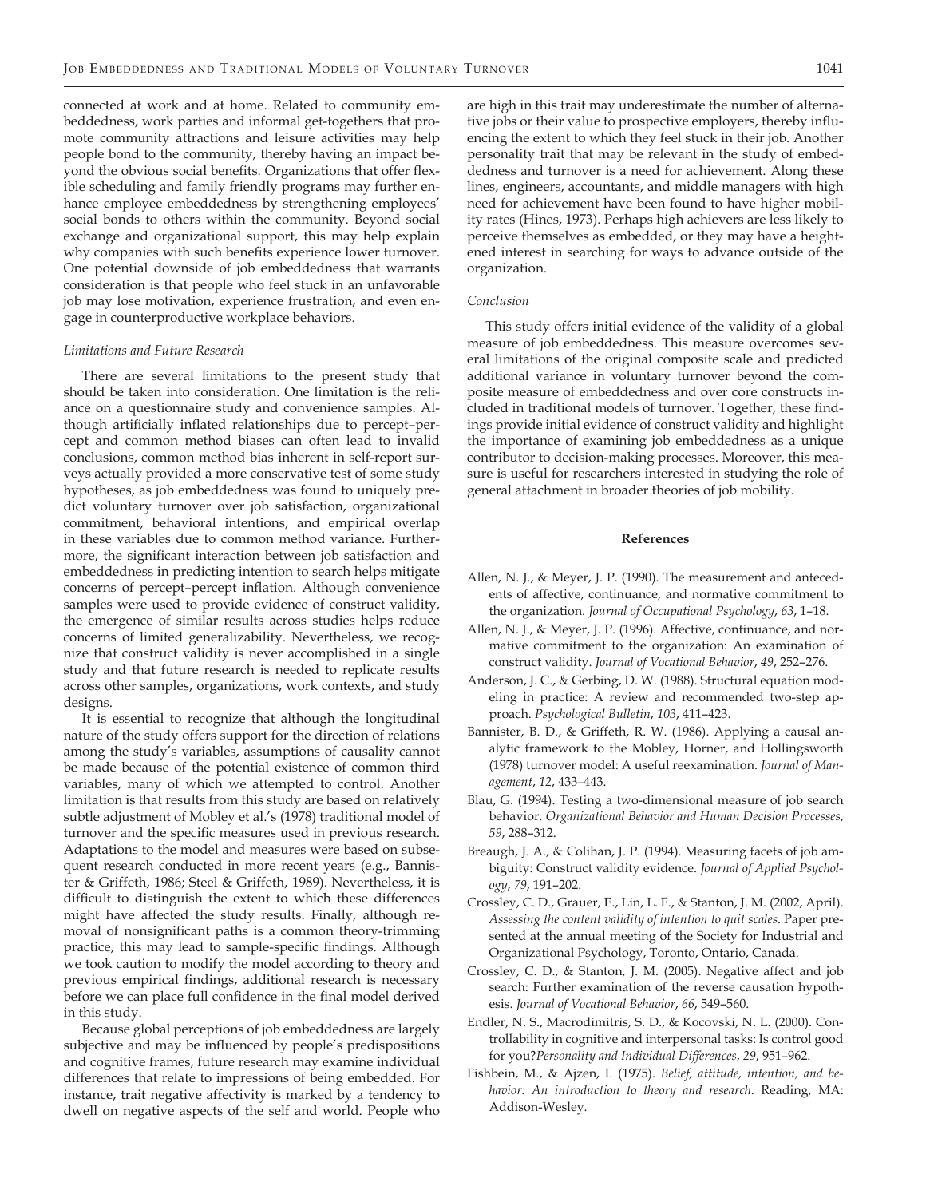connected at work and at home. Related to community embeddedness, work parties and informal get-togethers that promote community attractions and leisure activities may help people bond to the community, thereby having an impact beyond the obvious social benefits. Organizations that offer flexible scheduling and family friendly programs may further enhance employee embeddedness by strengthening employees' social bonds to others within the community. Beyond social exchange and organizational support, this may help explain why companies with such benefits experience lower turnover. One potential downside of job embeddedness that warrants consideration is that people who feel stuck in an unfavorable job may lose motivation, experience frustration, and even engage in counterproductive workplace behaviors.

### *Limitations and Future Research*

There are several limitations to the present study that should be taken into consideration. One limitation is the reliance on a questionnaire study and convenience samples. Although artificially inflated relationships due to percept–percept and common method biases can often lead to invalid conclusions, common method bias inherent in self-report surveys actually provided a more conservative test of some study hypotheses, as job embeddedness was found to uniquely predict voluntary turnover over job satisfaction, organizational commitment, behavioral intentions, and empirical overlap in these variables due to common method variance. Furthermore, the significant interaction between job satisfaction and embeddedness in predicting intention to search helps mitigate concerns of percept–percept inflation. Although convenience samples were used to provide evidence of construct validity, the emergence of similar results across studies helps reduce concerns of limited generalizability. Nevertheless, we recognize that construct validity is never accomplished in a single study and that future research is needed to replicate results across other samples, organizations, work contexts, and study designs.

It is essential to recognize that although the longitudinal nature of the study offers support for the direction of relations among the study's variables, assumptions of causality cannot be made because of the potential existence of common third variables, many of which we attempted to control. Another limitation is that results from this study are based on relatively subtle adjustment of Mobley et al.'s (1978) traditional model of turnover and the specific measures used in previous research. Adaptations to the model and measures were based on subsequent research conducted in more recent years (e.g., Bannister & Griffeth, 1986; Steel & Griffeth, 1989). Nevertheless, it is difficult to distinguish the extent to which these differences might have affected the study results. Finally, although removal of nonsignificant paths is a common theory-trimming practice, this may lead to sample-specific findings. Although we took caution to modify the model according to theory and previous empirical findings, additional research is necessary before we can place full confidence in the final model derived in this study.

Because global perceptions of job embeddedness are largely subjective and may be influenced by people's predispositions and cognitive frames, future research may examine individual differences that relate to impressions of being embedded. For instance, trait negative affectivity is marked by a tendency to dwell on negative aspects of the self and world. People who are high in this trait may underestimate the number of alternative jobs or their value to prospective employers, thereby influencing the extent to which they feel stuck in their job. Another personality trait that may be relevant in the study of embeddedness and turnover is a need for achievement. Along these lines, engineers, accountants, and middle managers with high need for achievement have been found to have higher mobility rates (Hines, 1973). Perhaps high achievers are less likely to perceive themselves as embedded, or they may have a heightened interest in searching for ways to advance outside of the organization.

### *Conclusion*

This study offers initial evidence of the validity of a global measure of job embeddedness. This measure overcomes several limitations of the original composite scale and predicted additional variance in voluntary turnover beyond the composite measure of embeddedness and over core constructs included in traditional models of turnover. Together, these findings provide initial evidence of construct validity and highlight the importance of examining job embeddedness as a unique contributor to decision-making processes. Moreover, this measure is useful for researchers interested in studying the role of general attachment in broader theories of job mobility.

## References

Allen, N. J., & Meyer, J. P. (1990). The measurement and antecedents of affective, continuance, and normative commitment to the organization. *Journal of Occupational Psychology*, *63*, 1–18.

Allen, N. J., & Meyer, J. P. (1996). Affective, continuance, and normative commitment to the organization: An examination of construct validity. *Journal of Vocational Behavior*, *49*, 252–276.

Anderson, J. C., & Gerbing, D. W. (1988). Structural equation modeling in practice: A review and recommended two-step approach. *Psychological Bulletin*, *103*, 411–423.

Bannister, B. D., & Griffeth, R. W. (1986). Applying a causal analytic framework to the Mobley, Horner, and Hollingsworth (1978) turnover model: A useful reexamination. *Journal of Management*, *12*, 433–443.

Blau, G. (1994). Testing a two-dimensional measure of job search behavior. *Organizational Behavior and Human Decision Processes*, *59*, 288–312.

Breaugh, J. A., & Colihan, J. P. (1994). Measuring facets of job ambiguity: Construct validity evidence. *Journal of Applied Psychology*, *79*, 191–202.

Crossley, C. D., Grauer, E., Lin, L. F., & Stanton, J. M. (2002, April). *Assessing the content validity of intention to quit scales*. Paper presented at the annual meeting of the Society for Industrial and Organizational Psychology, Toronto, Ontario, Canada.

Crossley, C. D., & Stanton, J. M. (2005). Negative affect and job search: Further examination of the reverse causation hypothesis. *Journal of Vocational Behavior*, *66*, 549–560.

Endler, N. S., Macrodimitris, S. D., & Kocovski, N. L. (2000). Controllability in cognitive and interpersonal tasks: Is control good for you?*Personality and Individual Differences*, *29*, 951–962.

Fishbein, M., & Ajzen, I. (1975). *Belief, attitude, intention, and behavior: An introduction to theory and research*. Reading, MA: Addison-Wesley.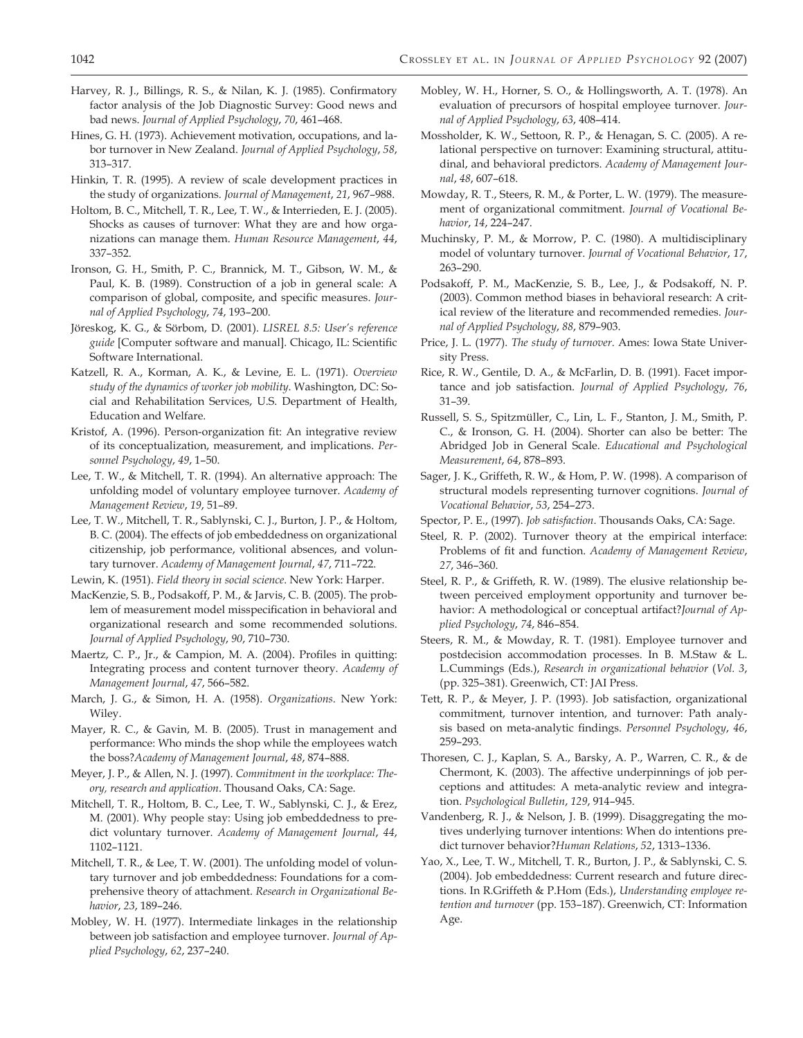Harvey, R. J., Billings, R. S., & Nilan, K. J. (1985). Confirmatory factor analysis of the Job Diagnostic Survey: Good news and bad news. *Journal of Applied Psychology*, *70*, 461–468.

Hines, G. H. (1973). Achievement motivation, occupations, and labor turnover in New Zealand. *Journal of Applied Psychology*, *58*, 313–317.

Hinkin, T. R. (1995). A review of scale development practices in the study of organizations. *Journal of Management*, *21*, 967–988.

Holtom, B. C., Mitchell, T. R., Lee, T. W., & Interrieden, E. J. (2005). Shocks as causes of turnover: What they are and how organizations can manage them. *Human Resource Management*, *44*, 337–352.

Ironson, G. H., Smith, P. C., Brannick, M. T., Gibson, W. M., & Paul, K. B. (1989). Construction of a job in general scale: A comparison of global, composite, and specific measures. *Journal of Applied Psychology*, *74*, 193–200.

Jöreskog, K. G., & Sörbom, D. (2001). *LISREL 8.5: User's reference guide* [Computer software and manual]. Chicago, IL: Scientific Software International.

Katzell, R. A., Korman, A. K., & Levine, E. L. (1971). *Overview study of the dynamics of worker job mobility*. Washington, DC: Social and Rehabilitation Services, U.S. Department of Health, Education and Welfare.

Kristof, A. (1996). Person-organization fit: An integrative review of its conceptualization, measurement, and implications. *Personnel Psychology*, *49*, 1–50.

Lee, T. W., & Mitchell, T. R. (1994). An alternative approach: The unfolding model of voluntary employee turnover. *Academy of Management Review*, *19*, 51–89.

Lee, T. W., Mitchell, T. R., Sablynski, C. J., Burton, J. P., & Holtom, B. C. (2004). The effects of job embeddedness on organizational citizenship, job performance, volitional absences, and voluntary turnover. *Academy of Management Journal*, *47*, 711–722.

Lewin, K. (1951). *Field theory in social science*. New York: Harper.

MacKenzie, S. B., Podsakoff, P. M., & Jarvis, C. B. (2005). The problem of measurement model misspecification in behavioral and organizational research and some recommended solutions. *Journal of Applied Psychology*, *90*, 710–730.

Maertz, C. P., Jr., & Campion, M. A. (2004). Profiles in quitting: Integrating process and content turnover theory. *Academy of Management Journal*, *47*, 566–582.

March, J. G., & Simon, H. A. (1958). *Organizations*. New York: Wiley.

Mayer, R. C., & Gavin, M. B. (2005). Trust in management and performance: Who minds the shop while the employees watch the boss?*Academy of Management Journal*, *48*, 874–888.

Meyer, J. P., & Allen, N. J. (1997). *Commitment in the workplace: Theory, research and application*. Thousand Oaks, CA: Sage.

Mitchell, T. R., Holtom, B. C., Lee, T. W., Sablynski, C. J., & Erez, M. (2001). Why people stay: Using job embeddedness to predict voluntary turnover. *Academy of Management Journal*, *44*, 1102–1121.

Mitchell, T. R., & Lee, T. W. (2001). The unfolding model of voluntary turnover and job embeddedness: Foundations for a comprehensive theory of attachment. *Research in Organizational Behavior*, *23*, 189–246.

Mobley, W. H. (1977). Intermediate linkages in the relationship between job satisfaction and employee turnover. *Journal of Applied Psychology*, *62*, 237–240.

Mobley, W. H., Horner, S. O., & Hollingsworth, A. T. (1978). An evaluation of precursors of hospital employee turnover. *Journal of Applied Psychology*, *63*, 408–414.

Mossholder, K. W., Settoon, R. P., & Henagan, S. C. (2005). A relational perspective on turnover: Examining structural, attitudinal, and behavioral predictors. *Academy of Management Journal*, *48*, 607–618.

Mowday, R. T., Steers, R. M., & Porter, L. W. (1979). The measurement of organizational commitment. *Journal of Vocational Behavior*, *14*, 224–247.

Muchinsky, P. M., & Morrow, P. C. (1980). A multidisciplinary model of voluntary turnover. *Journal of Vocational Behavior*, *17*, 263–290.

Podsakoff, P. M., MacKenzie, S. B., Lee, J., & Podsakoff, N. P. (2003). Common method biases in behavioral research: A critical review of the literature and recommended remedies. *Journal of Applied Psychology*, *88*, 879–903.

Price, J. L. (1977). *The study of turnover*. Ames: Iowa State University Press.

Rice, R. W., Gentile, D. A., & McFarlin, D. B. (1991). Facet importance and job satisfaction. *Journal of Applied Psychology*, *76*, 31–39.

Russell, S. S., Spitzmüller, C., Lin, L. F., Stanton, J. M., Smith, P. C., & Ironson, G. H. (2004). Shorter can also be better: The Abridged Job in General Scale. *Educational and Psychological Measurement*, *64*, 878–893.

Sager, J. K., Griffeth, R. W., & Hom, P. W. (1998). A comparison of structural models representing turnover cognitions. *Journal of Vocational Behavior*, *53*, 254–273.

Spector, P. E., (1997). *Job satisfaction*. Thousands Oaks, CA: Sage.

Steel, R. P. (2002). Turnover theory at the empirical interface: Problems of fit and function. *Academy of Management Review*, *27*, 346–360.

Steel, R. P., & Griffeth, R. W. (1989). The elusive relationship between perceived employment opportunity and turnover behavior: A methodological or conceptual artifact?*Journal of Applied Psychology*, *74*, 846–854.

Steers, R. M., & Mowday, R. T. (1981). Employee turnover and postdecision accommodation processes. In B. M.Staw & L. L.Cummings (Eds.), *Research in organizational behavior* (*Vol. 3*, (pp. 325–381). Greenwich, CT: JAI Press.

Tett, R. P., & Meyer, J. P. (1993). Job satisfaction, organizational commitment, turnover intention, and turnover: Path analysis based on meta-analytic findings. *Personnel Psychology*, *46*, 259–293.

Thoresen, C. J., Kaplan, S. A., Barsky, A. P., Warren, C. R., & de Chermont, K. (2003). The affective underpinnings of job perceptions and attitudes: A meta-analytic review and integration. *Psychological Bulletin*, *129*, 914–945.

Vandenberg, R. J., & Nelson, J. B. (1999). Disaggregating the motives underlying turnover intentions: When do intentions predict turnover behavior?*Human Relations*, *52*, 1313–1336.

Yao, X., Lee, T. W., Mitchell, T. R., Burton, J. P., & Sablynski, C. S. (2004). Job embeddedness: Current research and future directions. In R.Griffeth & P.Hom (Eds.), *Understanding employee retention and turnover* (pp. 153–187). Greenwich, CT: Information Age.